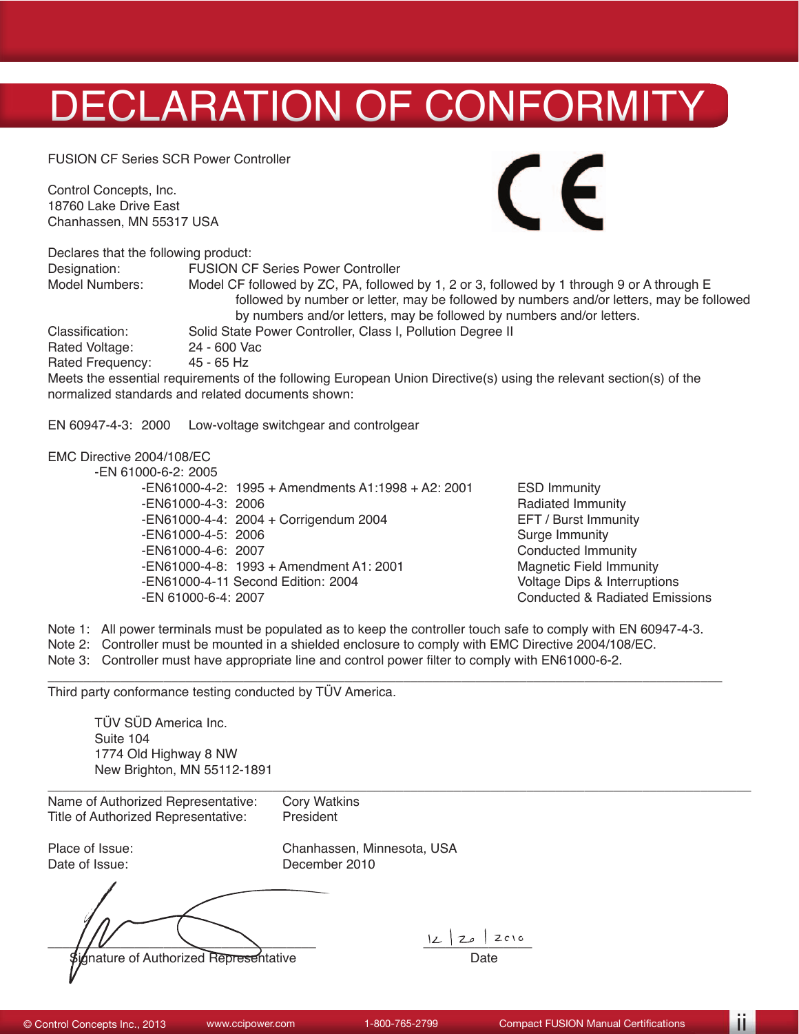# DECLARATION OF CONFORMITY

FUSION CF Series SCR Power Controller

Control Concepts, Inc.
18760 Lake Drive East
Chanhassen, MN 55317 USA

Declares that the following product:

Designation: FUSION CF Series Power Controller

Model Numbers: Model CF followed by ZC, PA, followed by 1, 2 or 3, followed by 1 through 9 or A through E followed by number or letter, may be followed by numbers and/or letters, may be followed by numbers and/or letters, may be followed by numbers and/or letters.

Classification: Solid State Power Controller, Class I, Pollution Degree II

Rated Voltage: 24 - 600 Vac

Rated Frequency: 45 - 65 Hz

Meets the essential requirements of the following European Union Directive(s) using the relevant section(s) of the normalized standards and related documents shown:

EN 60947-4-3: 2000 Low-voltage switchgear and controlgear

EMC Directive 2004/108/EC

- EN 61000-6-2: 2005

| Standard | Description |
|---|---|
| -EN61000-4-2: 1995 + Amendments A1:1998 + A2: 2001 | ESD Immunity |
| -EN61000-4-3: 2006 | Radiated Immunity |
| -EN61000-4-4: 2004 + Corrigendum 2004 | EFT / Burst Immunity |
| -EN61000-4-5: 2006 | Surge Immunity |
| -EN61000-4-6: 2007 | Conducted Immunity |
| -EN61000-4-8: 1993 + Amendment A1: 2001 | Magnetic Field Immunity |
| -EN61000-4-11 Second Edition: 2004 | Voltage Dips & Interruptions |
| -EN 61000-6-4: 2007 | Conducted & Radiated Emissions |

Note 1: All power terminals must be populated as to keep the controller touch safe to comply with EN 60947-4-3.

Note 2: Controller must be mounted in a shielded enclosure to comply with EMC Directive 2004/108/EC.

Note 3: Controller must have appropriate line and control power filter to comply with EN61000-6-2.

---

Third party conformance testing conducted by TÜV America.

TÜV SÜD America Inc.
Suite 104
1774 Old Highway 8 NW
New Brighton, MN 55112-1891

---

Name of Authorized Representative: Cory Watkins

Title of Authorized Representative: President

Place of Issue: Chanhassen, Minnesota, USA

Date of Issue: December 2010

Signature of Authorized Representative

12 | 20 | 2010

Date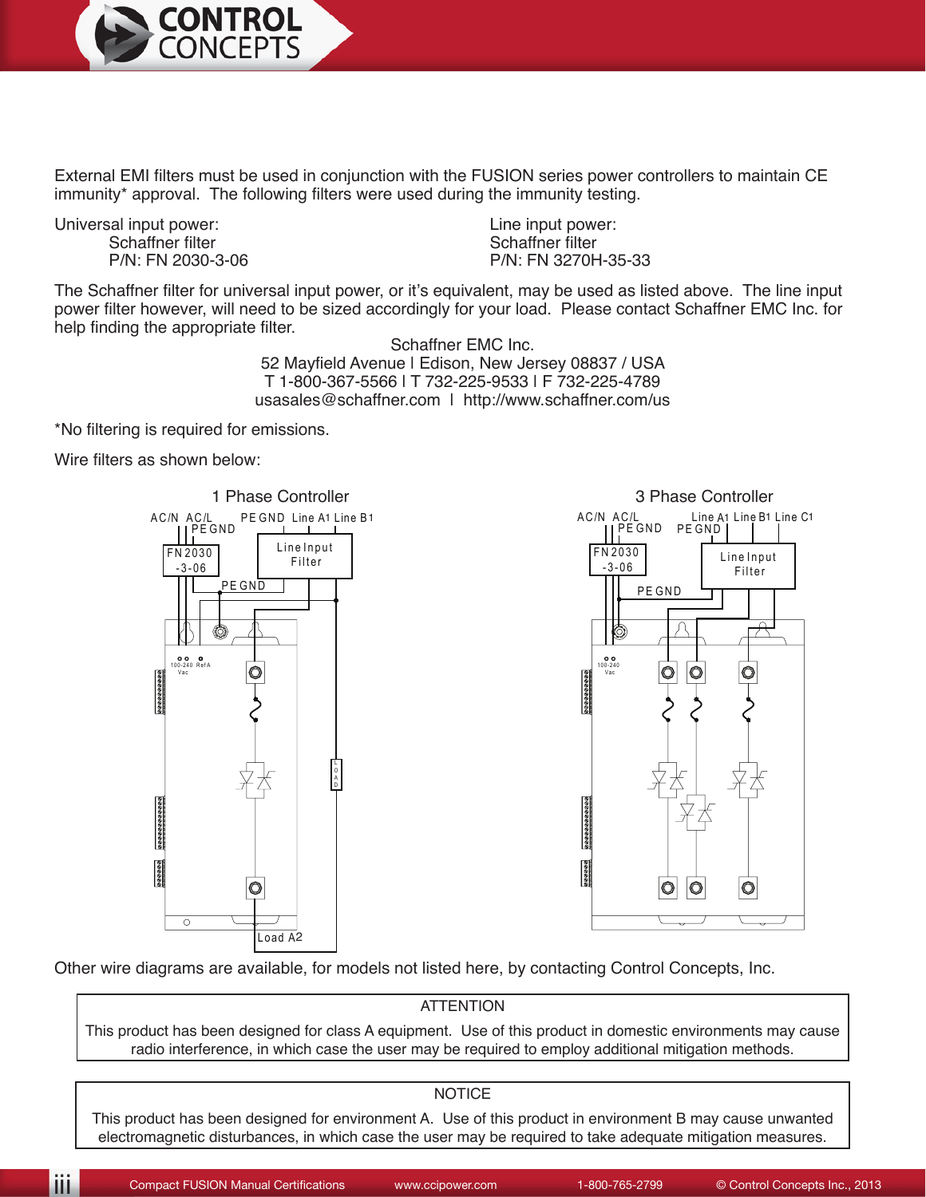External EMI filters must be used in conjunction with the FUSION series power controllers to maintain CE immunity* approval. The following filters were used during the immunity testing.

Universal input power:
Schaffner filter
P/N: FN 2030-3-06

Line input power:
Schaffner filter
P/N: FN 3270H-35-33

The Schaffner filter for universal input power, or it's equivalent, may be used as listed above. The line input power filter however, will need to be sized accordingly for your load. Please contact Schaffner EMC Inc. for help finding the appropriate filter.

Schaffner EMC Inc.
52 Mayfield Avenue l Edison, New Jersey 08837 / USA
T 1-800-367-5566 l T 732-225-9533 l F 732-225-4789
usasales@schaffner.com l http://www.schaffner.com/us

*No filtering is required for emissions.

Wire filters as shown below:

1 Phase Controller

AC/N AC/L
PE GND
PE GND Line A1 Line B1
FN 2030 -3-06
Line Input Filter
PE GND
100-240 Vac
Ref A
LOAD
Load A2

3 Phase Controller

AC/N AC/L
PE GND
PE GND
Line A1 Line B1 Line C1
FN 2030 -3-06
Line Input Filter
PE GND
100-240 Vac

Other wire diagrams are available, for models not listed here, by contacting Control Concepts, Inc.

ATTENTION

This product has been designed for class A equipment. Use of this product in domestic environments may cause radio interference, in which case the user may be required to employ additional mitigation methods.

NOTICE

This product has been designed for environment A. Use of this product in environment B may cause unwanted electromagnetic disturbances, in which case the user may be required to take adequate mitigation measures.